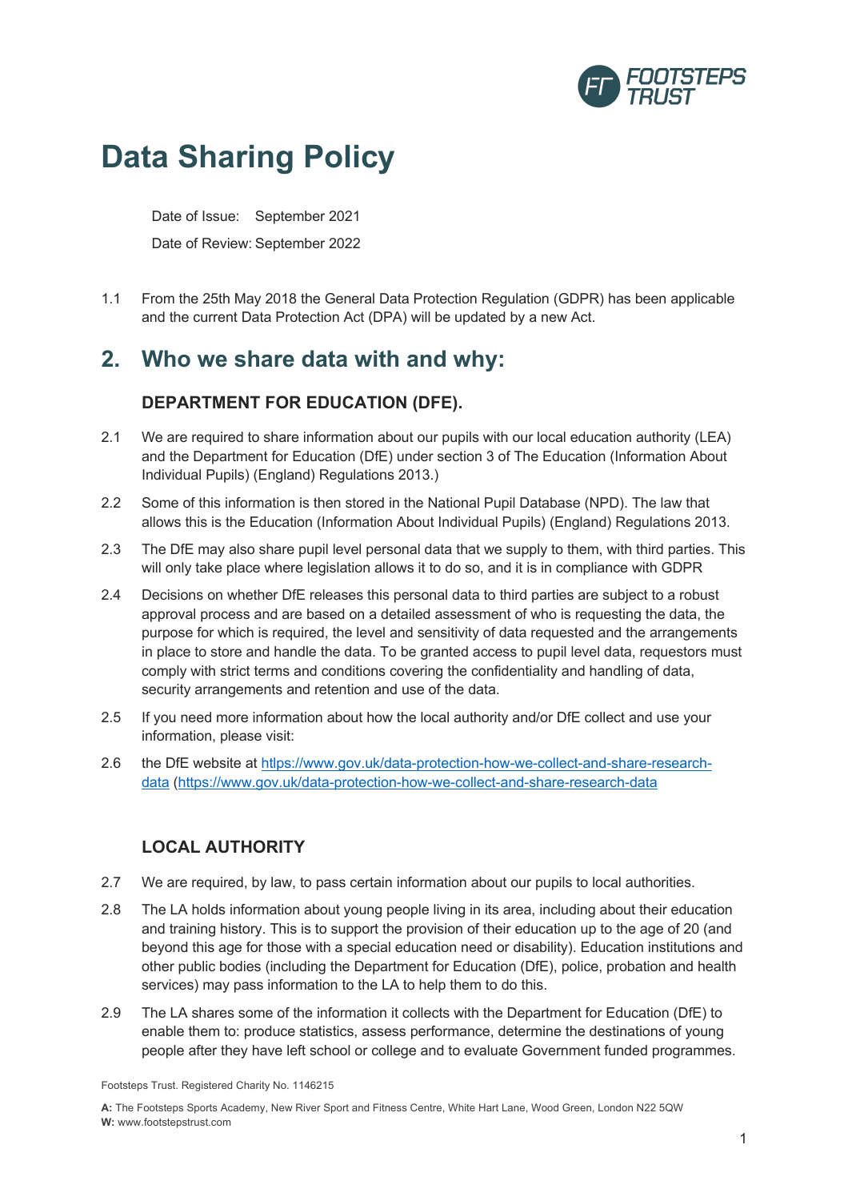# Data Sharing Policy

Date of Issue: September 2021

Date of Review: September 2022

1.1 From the 25th May 2018 the General Data Protection Regulation (GDPR) has been applicable and the current Data Protection Act (DPA) will be updated by a new Act.

## 2. Who we share data with and why:

### DEPARTMENT FOR EDUCATION (DFE).

2.1 We are required to share information about our pupils with our local education authority (LEA) and the Department for Education (DfE) under section 3 of The Education (Information About Individual Pupils) (England) Regulations 2013.)

2.2 Some of this information is then stored in the National Pupil Database (NPD). The law that allows this is the Education (Information About Individual Pupils) (England) Regulations 2013.

2.3 The DfE may also share pupil level personal data that we supply to them, with third parties. This will only take place where legislation allows it to do so, and it is in compliance with GDPR

2.4 Decisions on whether DfE releases this personal data to third parties are subject to a robust approval process and are based on a detailed assessment of who is requesting the data, the purpose for which is required, the level and sensitivity of data requested and the arrangements in place to store and handle the data. To be granted access to pupil level data, requestors must comply with strict terms and conditions covering the confidentiality and handling of data, security arrangements and retention and use of the data.

2.5 If you need more information about how the local authority and/or DfE collect and use your information, please visit:

2.6 the DfE website at [https://www.gov.uk/data-protection-how-we-collect-and-share-research-data](https://www.gov.uk/data-protection-how-we-collect-and-share-research-data) ([https://www.gov.uk/data-protection-how-we-collect-and-share-research-data](https://www.gov.uk/data-protection-how-we-collect-and-share-research-data)

### LOCAL AUTHORITY

2.7 We are required, by law, to pass certain information about our pupils to local authorities.

2.8 The LA holds information about young people living in its area, including about their education and training history. This is to support the provision of their education up to the age of 20 (and beyond this age for those with a special education need or disability). Education institutions and other public bodies (including the Department for Education (DfE), police, probation and health services) may pass information to the LA to help them to do this.

2.9 The LA shares some of the information it collects with the Department for Education (DfE) to enable them to: produce statistics, assess performance, determine the destinations of young people after they have left school or college and to evaluate Government funded programmes.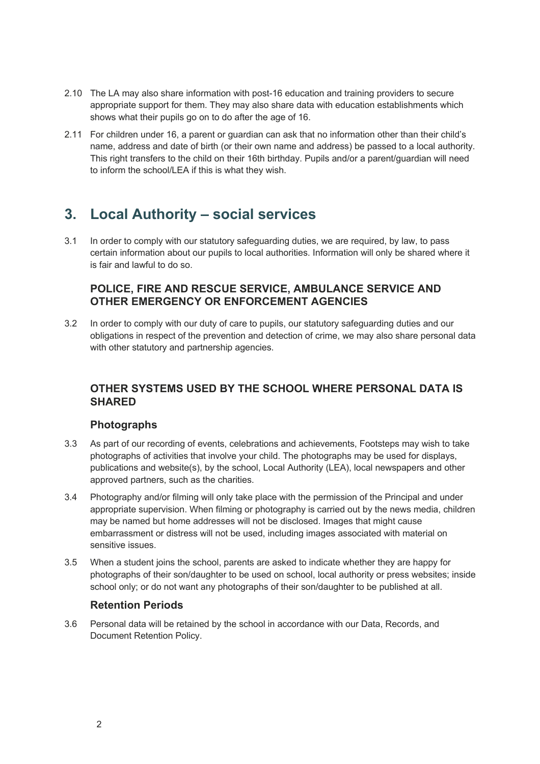2.10 The LA may also share information with post-16 education and training providers to secure appropriate support for them. They may also share data with education establishments which shows what their pupils go on to do after the age of 16.

2.11 For children under 16, a parent or guardian can ask that no information other than their child's name, address and date of birth (or their own name and address) be passed to a local authority. This right transfers to the child on their 16th birthday. Pupils and/or a parent/guardian will need to inform the school/LEA if this is what they wish.

## 3. Local Authority – social services

3.1 In order to comply with our statutory safeguarding duties, we are required, by law, to pass certain information about our pupils to local authorities. Information will only be shared where it is fair and lawful to do so.

### POLICE, FIRE AND RESCUE SERVICE, AMBULANCE SERVICE AND OTHER EMERGENCY OR ENFORCEMENT AGENCIES

3.2 In order to comply with our duty of care to pupils, our statutory safeguarding duties and our obligations in respect of the prevention and detection of crime, we may also share personal data with other statutory and partnership agencies.

### OTHER SYSTEMS USED BY THE SCHOOL WHERE PERSONAL DATA IS SHARED

#### Photographs

3.3 As part of our recording of events, celebrations and achievements, Footsteps may wish to take photographs of activities that involve your child. The photographs may be used for displays, publications and website(s), by the school, Local Authority (LEA), local newspapers and other approved partners, such as the charities.

3.4 Photography and/or filming will only take place with the permission of the Principal and under appropriate supervision. When filming or photography is carried out by the news media, children may be named but home addresses will not be disclosed. Images that might cause embarrassment or distress will not be used, including images associated with material on sensitive issues.

3.5 When a student joins the school, parents are asked to indicate whether they are happy for photographs of their son/daughter to be used on school, local authority or press websites; inside school only; or do not want any photographs of their son/daughter to be published at all.

#### Retention Periods

3.6 Personal data will be retained by the school in accordance with our Data, Records, and Document Retention Policy.